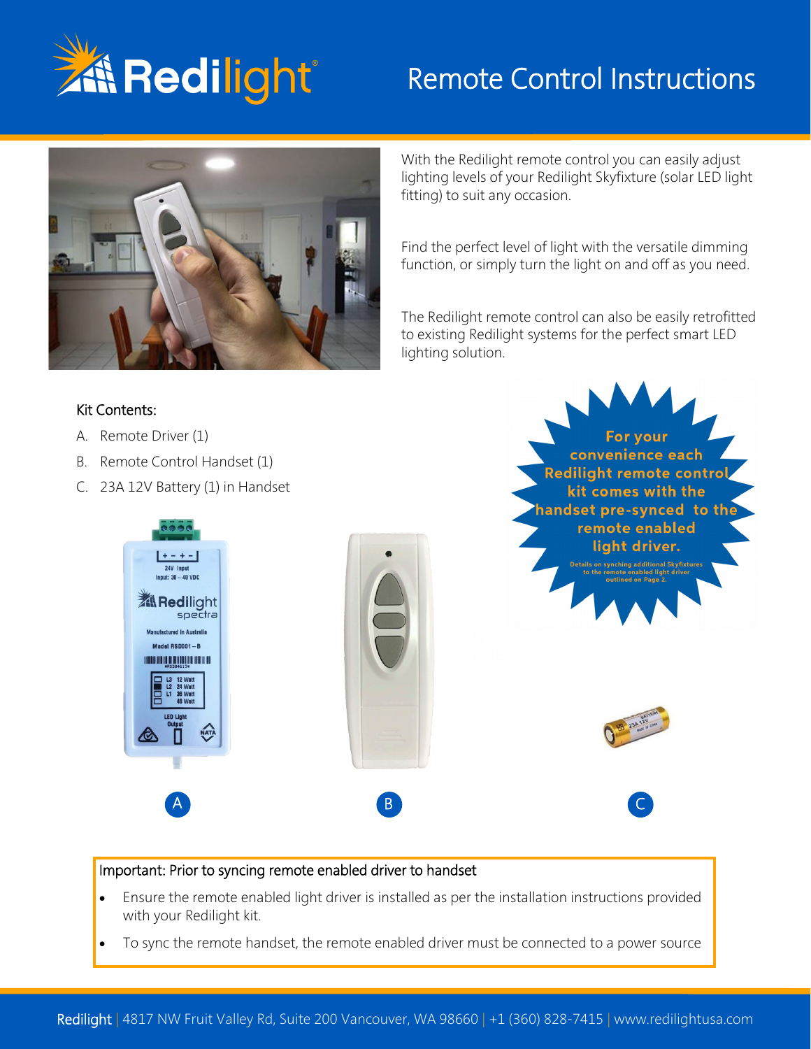# Redilight Remote Control Instructions

With the Redilight remote control you can easily adjust lighting levels of your Redilight Skyfixture (solar LED light fitting) to suit any occasion.

Find the perfect level of light with the versatile dimming function, or simply turn the light on and off as you need.

The Redilight remote control can also be easily retrofitted to existing Redilight systems for the perfect smart LED lighting solution.

Kit Contents:

A. Remote Driver (1)
B. Remote Control Handset (1)
C. 23A 12V Battery (1) in Handset

**For your convenience each Redilight remote control kit comes with the handset pre-synced to the remote enabled light driver.**

Details on synching additional Skyfixtures to the remote enabled light driver outlined on Page 2.

Important: Prior to syncing remote enabled driver to handset

- Ensure the remote enabled light driver is installed as per the installation instructions provided with your Redilight kit.
- To sync the remote handset, the remote enabled driver must be connected to a power source

Redilight | 4817 NW Fruit Valley Rd, Suite 200 Vancouver, WA 98660 | +1 (360) 828-7415 | www.redilightusa.com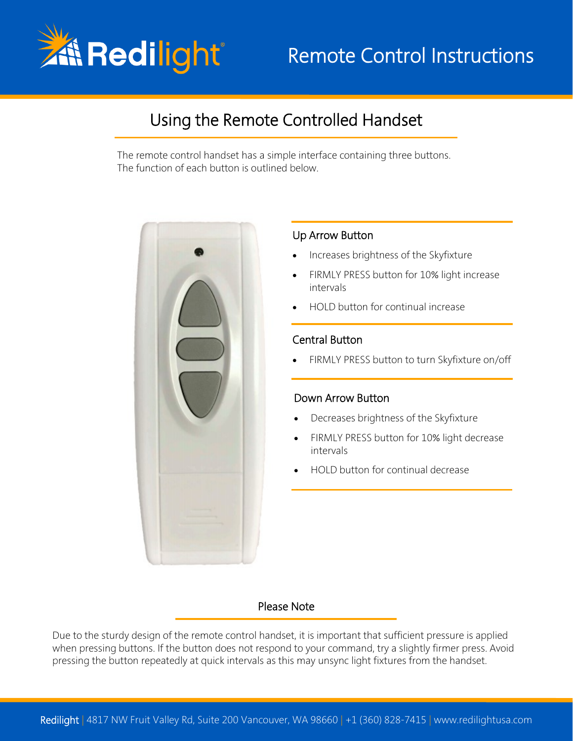# Remote Control Instructions

## Using the Remote Controlled Handset

The remote control handset has a simple interface containing three buttons. The function of each button is outlined below.

### Up Arrow Button

- Increases brightness of the Skyfixture
- FIRMLY PRESS button for 10% light increase intervals
- HOLD button for continual increase

### Central Button

- FIRMLY PRESS button to turn Skyfixture on/off

### Down Arrow Button

- Decreases brightness of the Skyfixture
- FIRMLY PRESS button for 10% light decrease intervals
- HOLD button for continual decrease

### Please Note

Due to the sturdy design of the remote control handset, it is important that sufficient pressure is applied when pressing buttons. If the button does not respond to your command, try a slightly firmer press. Avoid pressing the button repeatedly at quick intervals as this may unsync light fixtures from the handset.

Redilight | 4817 NW Fruit Valley Rd, Suite 200 Vancouver, WA 98660 | +1 (360) 828-7415 | www.redilightusa.com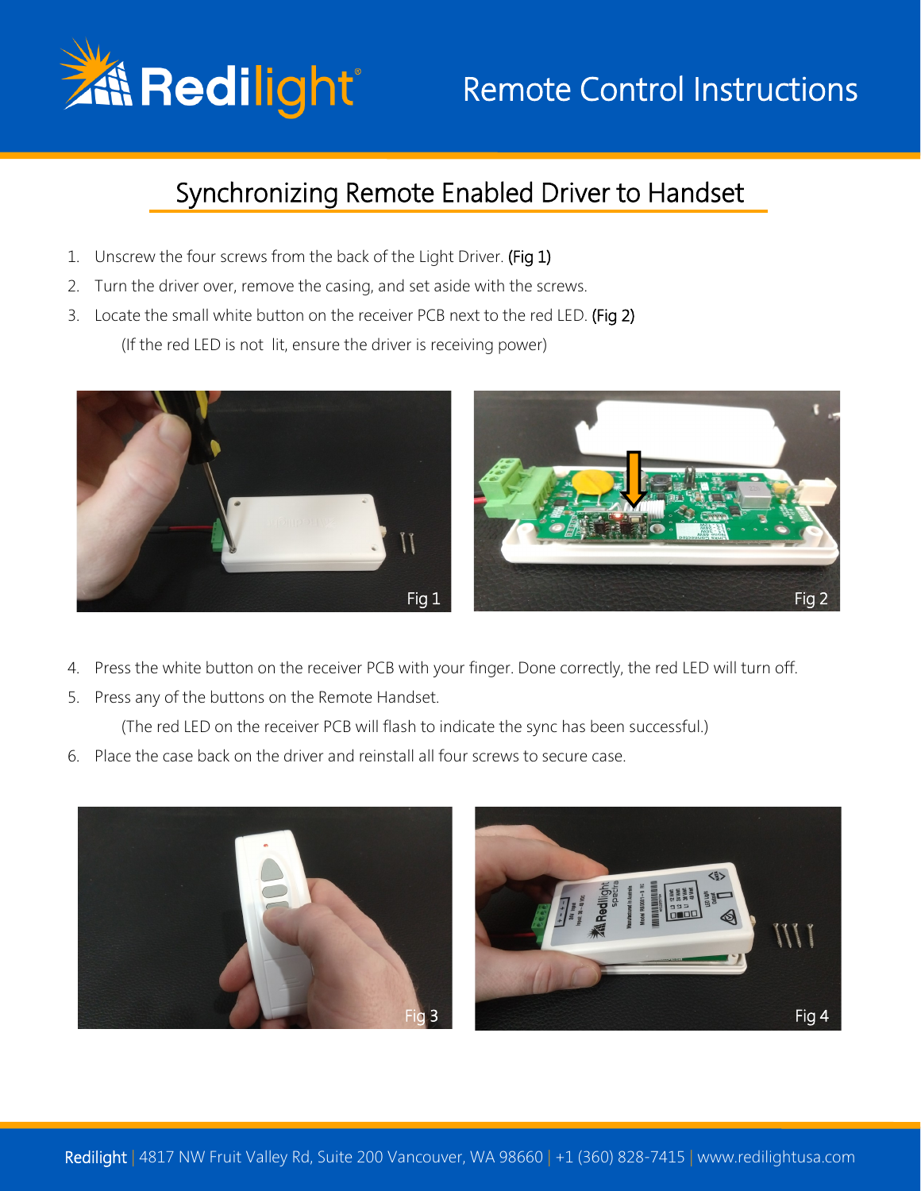# Remote Control Instructions

## Synchronizing Remote Enabled Driver to Handset

1. Unscrew the four screws from the back of the Light Driver. **(Fig 1)**
2. Turn the driver over, remove the casing, and set aside with the screws.
3. Locate the small white button on the receiver PCB next to the red LED. **(Fig 2)**

   (If the red LED is not lit, ensure the driver is receiving power)

Fig 1

Fig 2

4. Press the white button on the receiver PCB with your finger. Done correctly, the red LED will turn off.
5. Press any of the buttons on the Remote Handset.

   (The red LED on the receiver PCB will flash to indicate the sync has been successful.)
6. Place the case back on the driver and reinstall all four screws to secure case.

Fig 3

Fig 4

Redilight | 4817 NW Fruit Valley Rd, Suite 200 Vancouver, WA 98660 | +1 (360) 828-7415 | www.redilightusa.com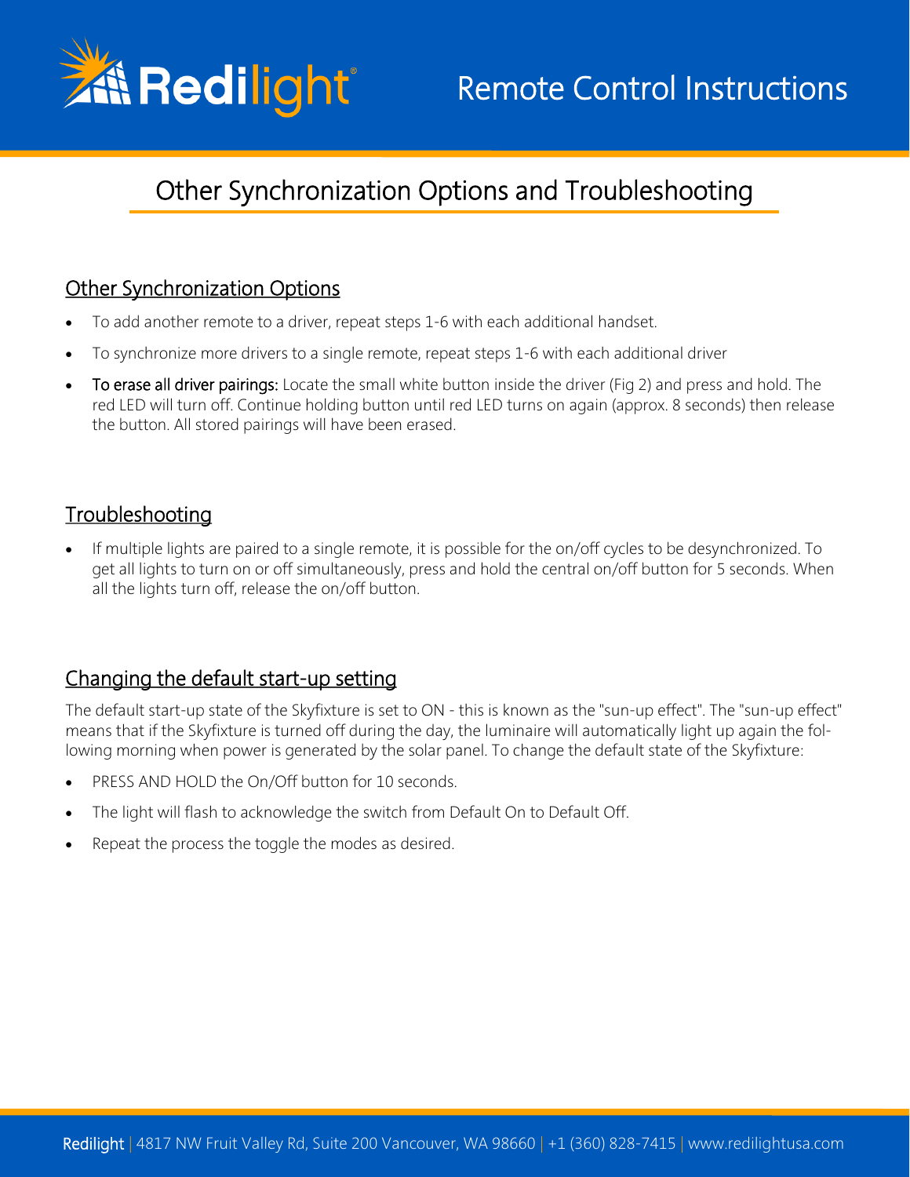# Other Synchronization Options and Troubleshooting

## Other Synchronization Options

- To add another remote to a driver, repeat steps 1-6 with each additional handset.
- To synchronize more drivers to a single remote, repeat steps 1-6 with each additional driver
- **To erase all driver pairings:** Locate the small white button inside the driver (Fig 2) and press and hold. The red LED will turn off. Continue holding button until red LED turns on again (approx. 8 seconds) then release the button. All stored pairings will have been erased.

## Troubleshooting

- If multiple lights are paired to a single remote, it is possible for the on/off cycles to be desynchronized. To get all lights to turn on or off simultaneously, press and hold the central on/off button for 5 seconds. When all the lights turn off, release the on/off button.

## Changing the default start-up setting

The default start-up state of the Skyfixture is set to ON - this is known as the "sun-up effect". The "sun-up effect" means that if the Skyfixture is turned off during the day, the luminaire will automatically light up again the following morning when power is generated by the solar panel. To change the default state of the Skyfixture:

- PRESS AND HOLD the On/Off button for 10 seconds.
- The light will flash to acknowledge the switch from Default On to Default Off.
- Repeat the process the toggle the modes as desired.